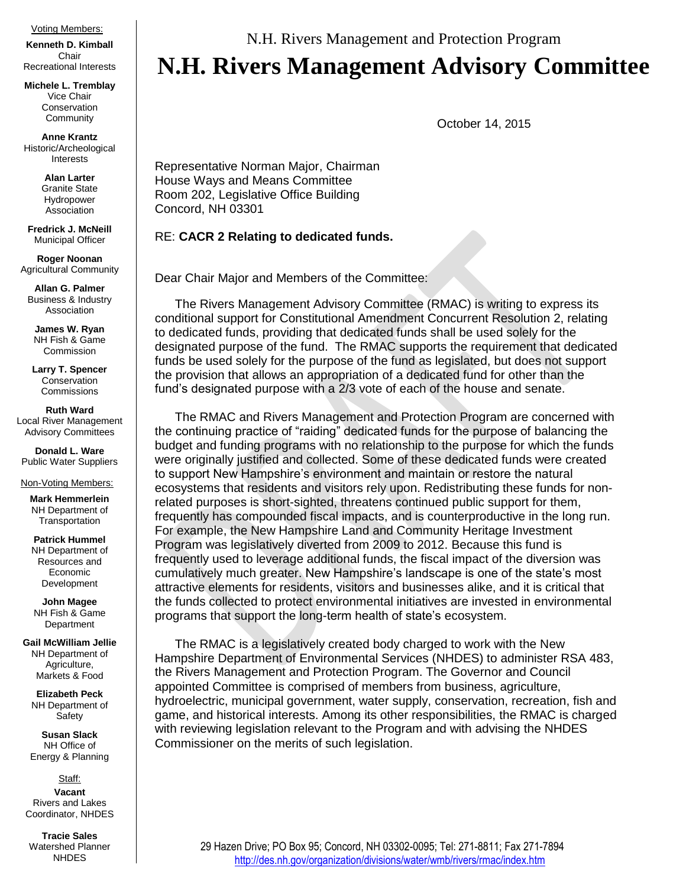Voting Members:

**Kenneth D. Kimball**
Chair
Recreational Interests

**Michele L. Tremblay**
Vice Chair
Conservation Community

**Anne Krantz**
Historic/Archeological Interests

**Alan Larter**
Granite State Hydropower Association

**Fredrick J. McNeill**
Municipal Officer

**Roger Noonan**
Agricultural Community

**Allan G. Palmer**
Business & Industry Association

**James W. Ryan**
NH Fish & Game Commission

**Larry T. Spencer**
Conservation Commissions

**Ruth Ward**
Local River Management Advisory Committees

**Donald L. Ware**
Public Water Suppliers

Non-Voting Members:

**Mark Hemmerlein**
NH Department of Transportation

**Patrick Hummel**
NH Department of Resources and Economic Development

**John Magee**
NH Fish & Game Department

**Gail McWilliam Jellie**
NH Department of Agriculture, Markets & Food

**Elizabeth Peck**
NH Department of Safety

**Susan Slack**
NH Office of Energy & Planning

Staff:

**Vacant**
Rivers and Lakes Coordinator, NHDES

**Tracie Sales**
Watershed Planner
NHDES

N.H. Rivers Management and Protection Program

# N.H. Rivers Management Advisory Committee

October 14, 2015

Representative Norman Major, Chairman
House Ways and Means Committee
Room 202, Legislative Office Building
Concord, NH 03301

RE: **CACR 2 Relating to dedicated funds.**

Dear Chair Major and Members of the Committee:

The Rivers Management Advisory Committee (RMAC) is writing to express its conditional support for Constitutional Amendment Concurrent Resolution 2, relating to dedicated funds, providing that dedicated funds shall be used solely for the designated purpose of the fund. The RMAC supports the requirement that dedicated funds be used solely for the purpose of the fund as legislated, but does not support the provision that allows an appropriation of a dedicated fund for other than the fund's designated purpose with a 2/3 vote of each of the house and senate.

The RMAC and Rivers Management and Protection Program are concerned with the continuing practice of "raiding" dedicated funds for the purpose of balancing the budget and funding programs with no relationship to the purpose for which the funds were originally justified and collected. Some of these dedicated funds were created to support New Hampshire's environment and maintain or restore the natural ecosystems that residents and visitors rely upon. Redistributing these funds for non-related purposes is short-sighted, threatens continued public support for them, frequently has compounded fiscal impacts, and is counterproductive in the long run. For example, the New Hampshire Land and Community Heritage Investment Program was legislatively diverted from 2009 to 2012. Because this fund is frequently used to leverage additional funds, the fiscal impact of the diversion was cumulatively much greater. New Hampshire's landscape is one of the state's most attractive elements for residents, visitors and businesses alike, and it is critical that the funds collected to protect environmental initiatives are invested in environmental programs that support the long-term health of state's ecosystem.

The RMAC is a legislatively created body charged to work with the New Hampshire Department of Environmental Services (NHDES) to administer RSA 483, the Rivers Management and Protection Program. The Governor and Council appointed Committee is comprised of members from business, agriculture, hydroelectric, municipal government, water supply, conservation, recreation, fish and game, and historical interests. Among its other responsibilities, the RMAC is charged with reviewing legislation relevant to the Program and with advising the NHDES Commissioner on the merits of such legislation.

29 Hazen Drive; PO Box 95; Concord, NH 03302-0095; Tel: 271-8811; Fax 271-7894
http://des.nh.gov/organization/divisions/water/wmb/rivers/rmac/index.htm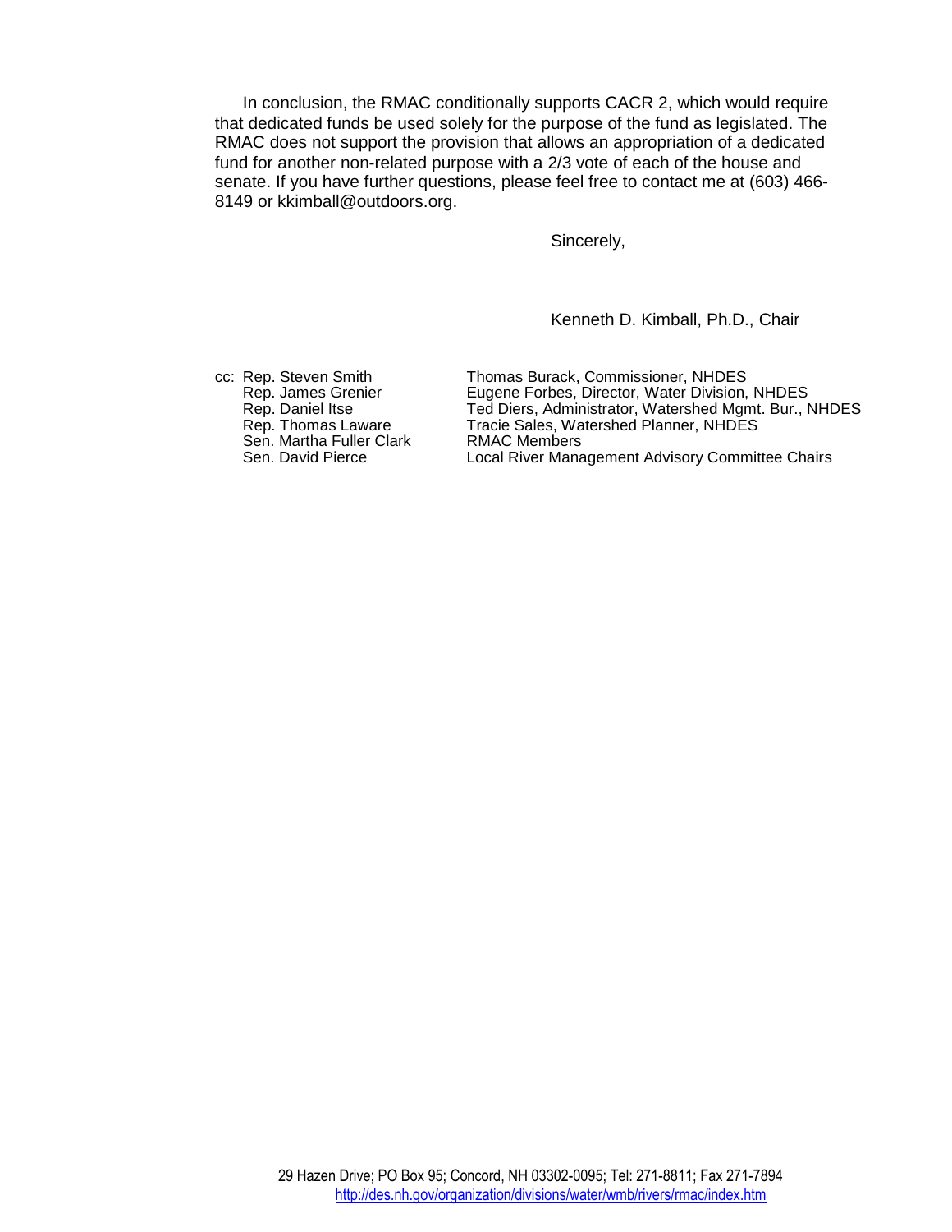In conclusion, the RMAC conditionally supports CACR 2, which would require that dedicated funds be used solely for the purpose of the fund as legislated. The RMAC does not support the provision that allows an appropriation of a dedicated fund for another non-related purpose with a 2/3 vote of each of the house and senate. If you have further questions, please feel free to contact me at (603) 466-8149 or kkimball@outdoors.org.

Sincerely,

Kenneth D. Kimball, Ph.D., Chair

cc: Rep. Steven Smith
Rep. James Grenier
Rep. Daniel Itse
Rep. Thomas Laware
Sen. Martha Fuller Clark
Sen. David Pierce

Thomas Burack, Commissioner, NHDES
Eugene Forbes, Director, Water Division, NHDES
Ted Diers, Administrator, Watershed Mgmt. Bur., NHDES
Tracie Sales, Watershed Planner, NHDES
RMAC Members
Local River Management Advisory Committee Chairs

29 Hazen Drive; PO Box 95; Concord, NH 03302-0095; Tel: 271-8811; Fax 271-7894
http://des.nh.gov/organization/divisions/water/wmb/rivers/rmac/index.htm